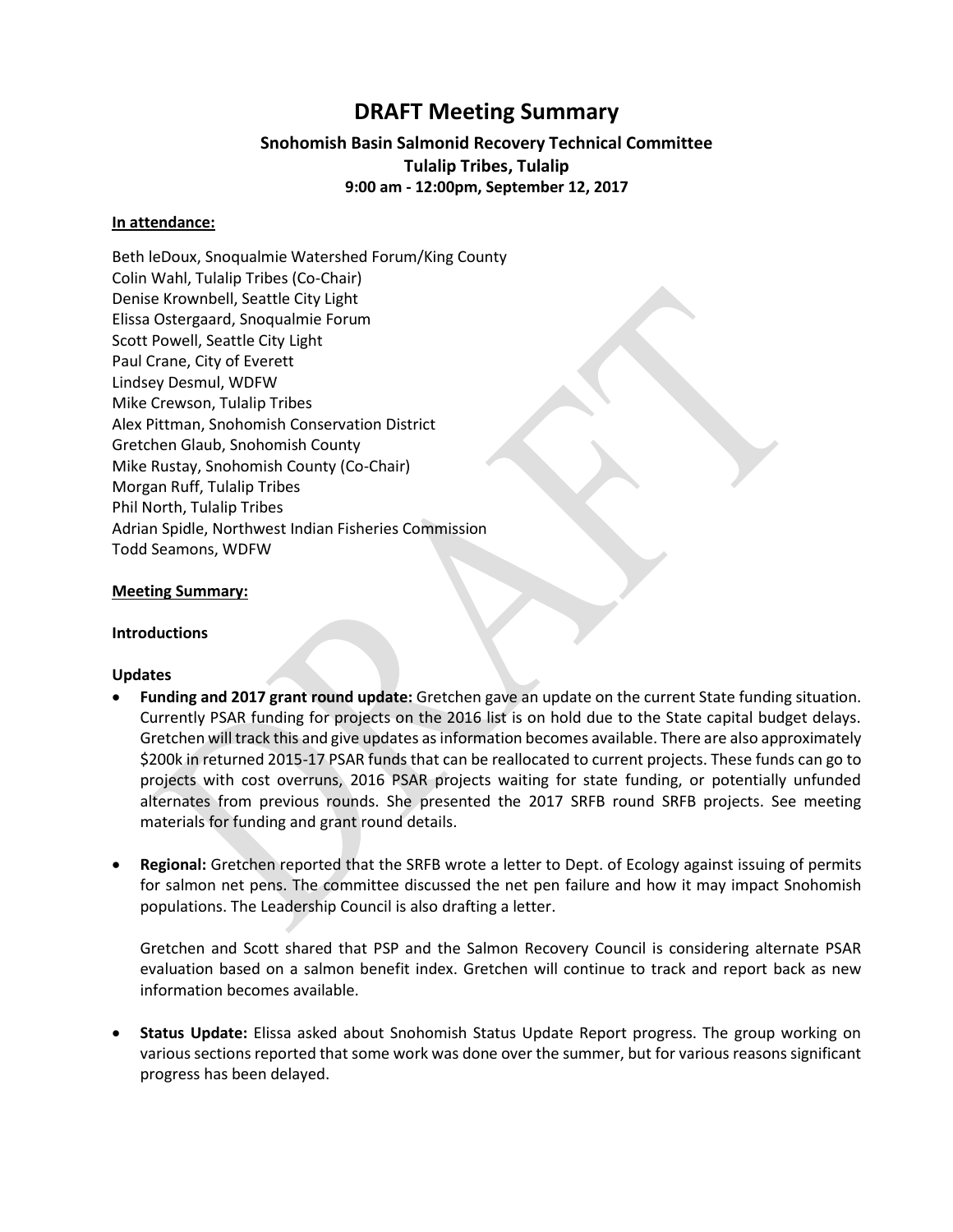# DRAFT Meeting Summary

## Snohomish Basin Salmonid Recovery Technical Committee
## Tulalip Tribes, Tulalip
## 9:00 am - 12:00pm, September 12, 2017

**In attendance:**

Beth leDoux, Snoqualmie Watershed Forum/King County
Colin Wahl, Tulalip Tribes (Co-Chair)
Denise Krownbell, Seattle City Light
Elissa Ostergaard, Snoqualmie Forum
Scott Powell, Seattle City Light
Paul Crane, City of Everett
Lindsey Desmul, WDFW
Mike Crewson, Tulalip Tribes
Alex Pittman, Snohomish Conservation District
Gretchen Glaub, Snohomish County
Mike Rustay, Snohomish County (Co-Chair)
Morgan Ruff, Tulalip Tribes
Phil North, Tulalip Tribes
Adrian Spidle, Northwest Indian Fisheries Commission
Todd Seamons, WDFW

**Meeting Summary:**

**Introductions**

**Updates**

- **Funding and 2017 grant round update:** Gretchen gave an update on the current State funding situation. Currently PSAR funding for projects on the 2016 list is on hold due to the State capital budget delays. Gretchen will track this and give updates as information becomes available. There are also approximately $200k in returned 2015-17 PSAR funds that can be reallocated to current projects. These funds can go to projects with cost overruns, 2016 PSAR projects waiting for state funding, or potentially unfunded alternates from previous rounds. She presented the 2017 SRFB round SRFB projects. See meeting materials for funding and grant round details.

- **Regional:** Gretchen reported that the SRFB wrote a letter to Dept. of Ecology against issuing of permits for salmon net pens. The committee discussed the net pen failure and how it may impact Snohomish populations. The Leadership Council is also drafting a letter.

  Gretchen and Scott shared that PSP and the Salmon Recovery Council is considering alternate PSAR evaluation based on a salmon benefit index. Gretchen will continue to track and report back as new information becomes available.

- **Status Update:** Elissa asked about Snohomish Status Update Report progress. The group working on various sections reported that some work was done over the summer, but for various reasons significant progress has been delayed.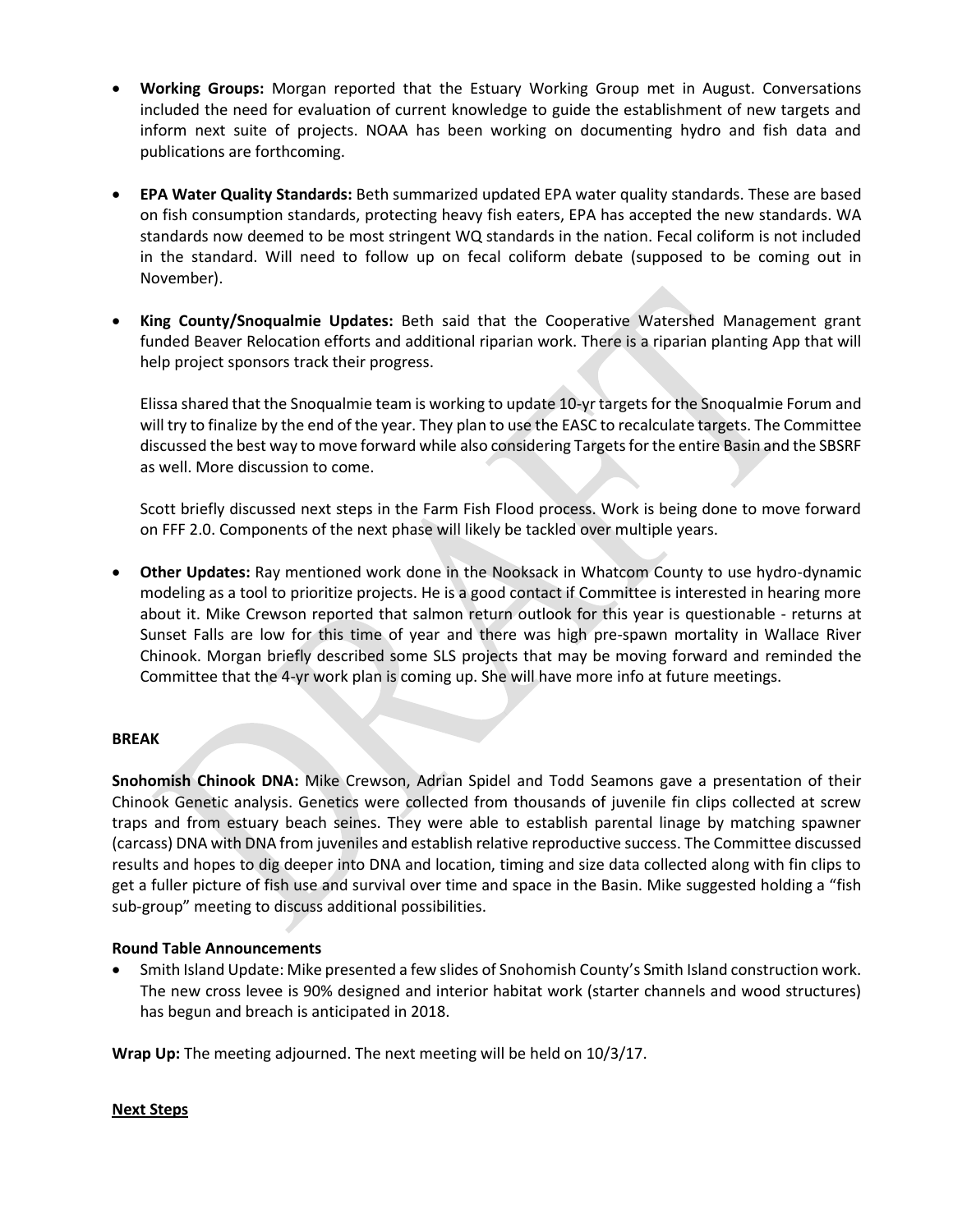- **Working Groups:** Morgan reported that the Estuary Working Group met in August. Conversations included the need for evaluation of current knowledge to guide the establishment of new targets and inform next suite of projects. NOAA has been working on documenting hydro and fish data and publications are forthcoming.

- **EPA Water Quality Standards:** Beth summarized updated EPA water quality standards. These are based on fish consumption standards, protecting heavy fish eaters, EPA has accepted the new standards. WA standards now deemed to be most stringent WQ standards in the nation. Fecal coliform is not included in the standard. Will need to follow up on fecal coliform debate (supposed to be coming out in November).

- **King County/Snoqualmie Updates:** Beth said that the Cooperative Watershed Management grant funded Beaver Relocation efforts and additional riparian work. There is a riparian planting App that will help project sponsors track their progress.

  Elissa shared that the Snoqualmie team is working to update 10-yr targets for the Snoqualmie Forum and will try to finalize by the end of the year. They plan to use the EASC to recalculate targets. The Committee discussed the best way to move forward while also considering Targets for the entire Basin and the SBSRF as well. More discussion to come.

  Scott briefly discussed next steps in the Farm Fish Flood process. Work is being done to move forward on FFF 2.0. Components of the next phase will likely be tackled over multiple years.

- **Other Updates:** Ray mentioned work done in the Nooksack in Whatcom County to use hydro-dynamic modeling as a tool to prioritize projects. He is a good contact if Committee is interested in hearing more about it. Mike Crewson reported that salmon return outlook for this year is questionable - returns at Sunset Falls are low for this time of year and there was high pre-spawn mortality in Wallace River Chinook. Morgan briefly described some SLS projects that may be moving forward and reminded the Committee that the 4-yr work plan is coming up. She will have more info at future meetings.

**BREAK**

**Snohomish Chinook DNA:** Mike Crewson, Adrian Spidel and Todd Seamons gave a presentation of their Chinook Genetic analysis. Genetics were collected from thousands of juvenile fin clips collected at screw traps and from estuary beach seines. They were able to establish parental linage by matching spawner (carcass) DNA with DNA from juveniles and establish relative reproductive success. The Committee discussed results and hopes to dig deeper into DNA and location, timing and size data collected along with fin clips to get a fuller picture of fish use and survival over time and space in the Basin. Mike suggested holding a "fish sub-group" meeting to discuss additional possibilities.

**Round Table Announcements**

- Smith Island Update: Mike presented a few slides of Snohomish County's Smith Island construction work. The new cross levee is 90% designed and interior habitat work (starter channels and wood structures) has begun and breach is anticipated in 2018.

**Wrap Up:** The meeting adjourned. The next meeting will be held on 10/3/17.

**Next Steps**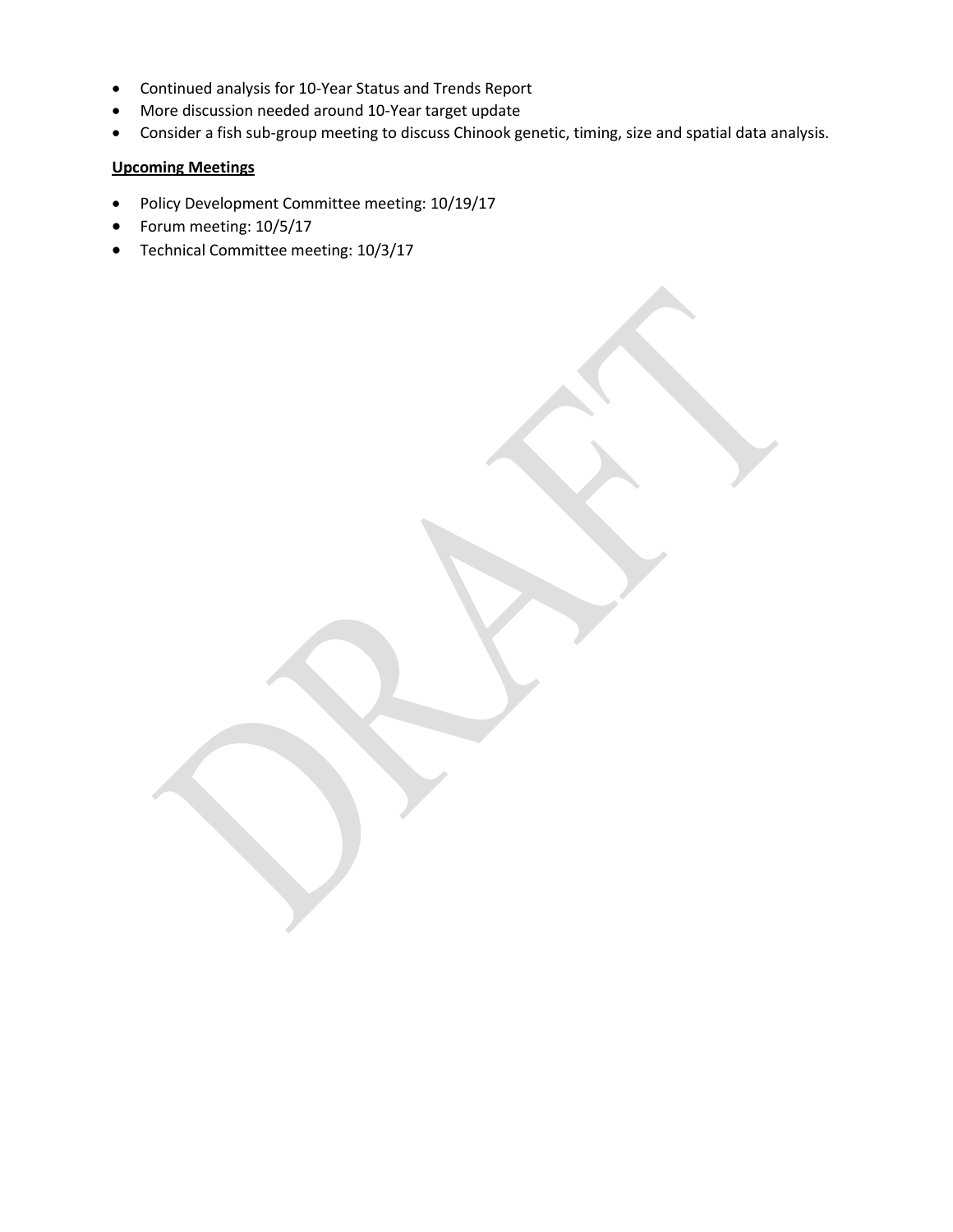- Continued analysis for 10-Year Status and Trends Report
- More discussion needed around 10-Year target update
- Consider a fish sub-group meeting to discuss Chinook genetic, timing, size and spatial data analysis.

**Upcoming Meetings**

- Policy Development Committee meeting: 10/19/17
- Forum meeting: 10/5/17
- Technical Committee meeting: 10/3/17